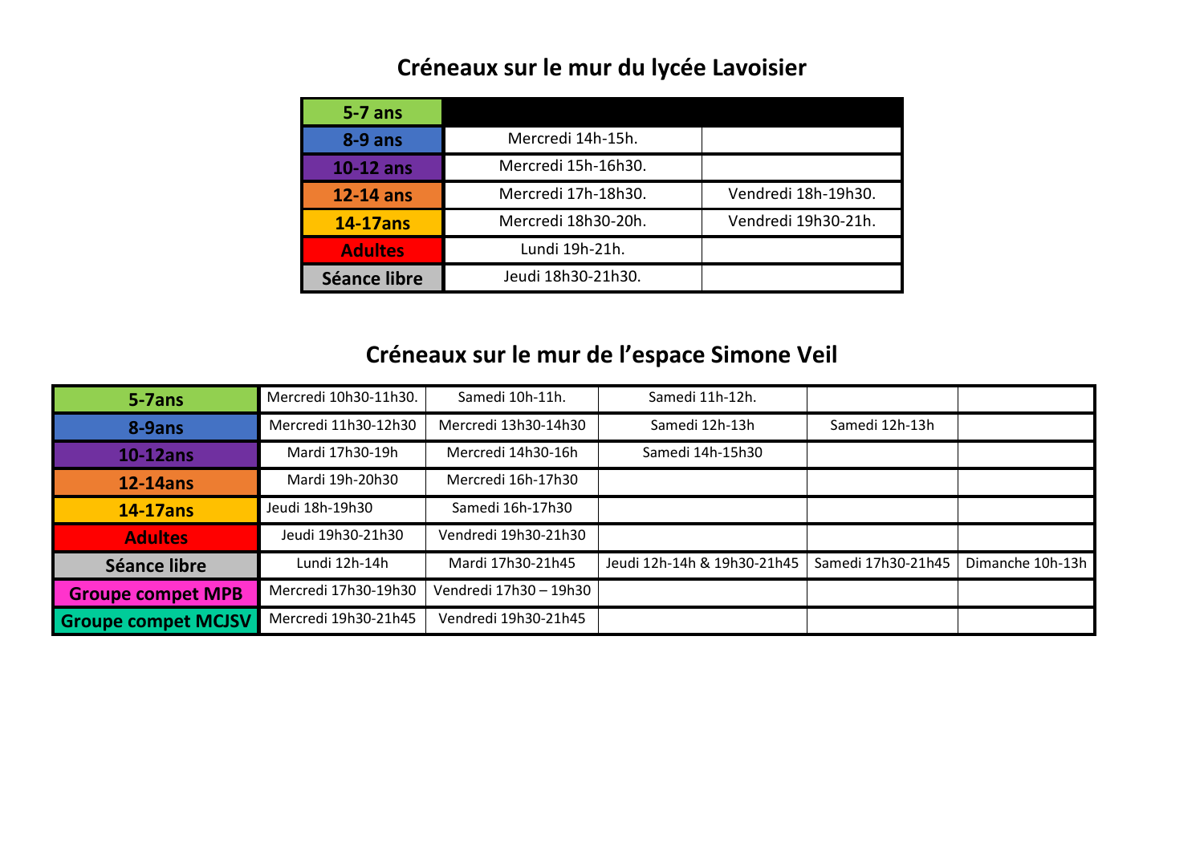## Créneaux sur le mur du lycée Lavoisier

| 5-7 ans | | |
|---|---|---|
| 8-9 ans | Mercredi 14h-15h. | |
| 10-12 ans | Mercredi 15h-16h30. | |
| 12-14 ans | Mercredi 17h-18h30. | Vendredi 18h-19h30. |
| 14-17ans | Mercredi 18h30-20h. | Vendredi 19h30-21h. |
| Adultes | Lundi 19h-21h. | |
| Séance libre | Jeudi 18h30-21h30. | |

## Créneaux sur le mur de l'espace Simone Veil

| 5-7ans | Mercredi 10h30-11h30. | Samedi 10h-11h. | Samedi 11h-12h. | | |
|---|---|---|---|---|---|
| 8-9ans | Mercredi 11h30-12h30 | Mercredi 13h30-14h30 | Samedi 12h-13h | Samedi 12h-13h | |
| 10-12ans | Mardi 17h30-19h | Mercredi 14h30-16h | Samedi 14h-15h30 | | |
| 12-14ans | Mardi 19h-20h30 | Mercredi 16h-17h30 | | | |
| 14-17ans | Jeudi 18h-19h30 | Samedi 16h-17h30 | | | |
| Adultes | Jeudi 19h30-21h30 | Vendredi 19h30-21h30 | | | |
| Séance libre | Lundi 12h-14h | Mardi 17h30-21h45 | Jeudi 12h-14h & 19h30-21h45 | Samedi 17h30-21h45 | Dimanche 10h-13h |
| Groupe compet MPB | Mercredi 17h30-19h30 | Vendredi 17h30 – 19h30 | | | |
| Groupe compet MCJSV | Mercredi 19h30-21h45 | Vendredi 19h30-21h45 | | | |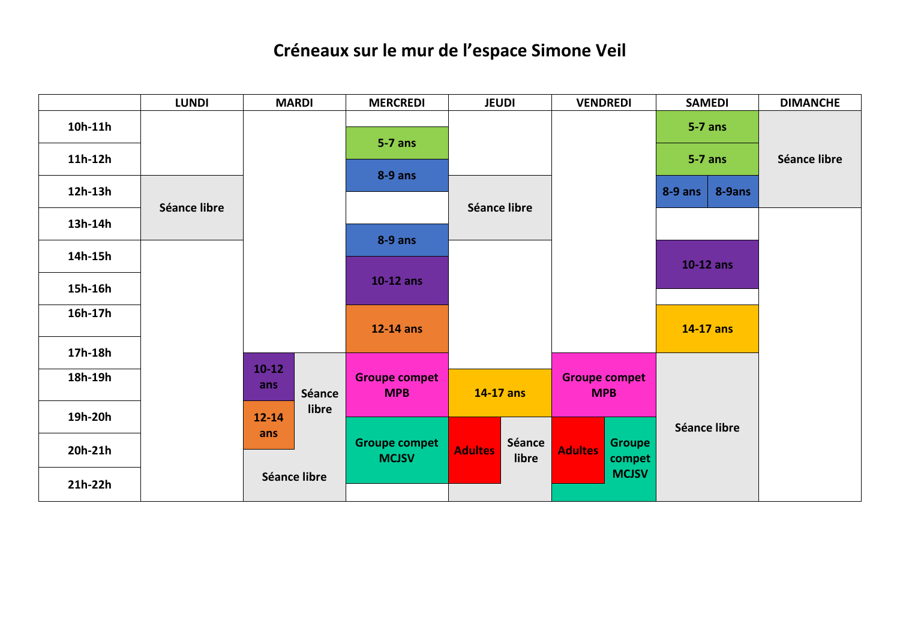# Créneaux sur le mur de l'espace Simone Veil

| | LUNDI | MARDI | MERCREDI | JEUDI | VENDREDI | SAMEDI | DIMANCHE |
|---|---|---|---|---|---|---|---|
| 10h-11h | | | 5-7 ans | | | 5-7 ans | Séance libre |
| 11h-12h | | | 8-9 ans | | | 5-7 ans | Séance libre |
| 12h-13h | Séance libre | | | Séance libre | | 8-9 ans / 8-9ans | Séance libre |
| 13h-14h | Séance libre | | 8-9 ans | Séance libre | | | |
| 14h-15h | | | 10-12 ans | | | 10-12 ans | |
| 15h-16h | | | 10-12 ans | | | 10-12 ans | |
| 16h-17h | | | 12-14 ans | | | 14-17 ans | |
| 17h-18h | | 10-12 ans / Séance libre | 12-14 ans / Groupe compet MPB | | Groupe compet MPB | 14-17 ans / Séance libre | |
| 18h-19h | | 10-12 ans / Séance libre | Groupe compet MPB | 14-17 ans | Groupe compet MPB | Séance libre | |
| 19h-20h | | 12-14 ans / Séance libre | Groupe compet MCJSV | Adultes / Séance libre | Adultes / Groupe compet MCJSV | Séance libre | |
| 20h-21h | | Séance libre | Groupe compet MCJSV | Adultes / Séance libre | Adultes / Groupe compet MCJSV | Séance libre | |
| 21h-22h | | Séance libre | | Séance libre | Groupe compet MCJSV | Séance libre | |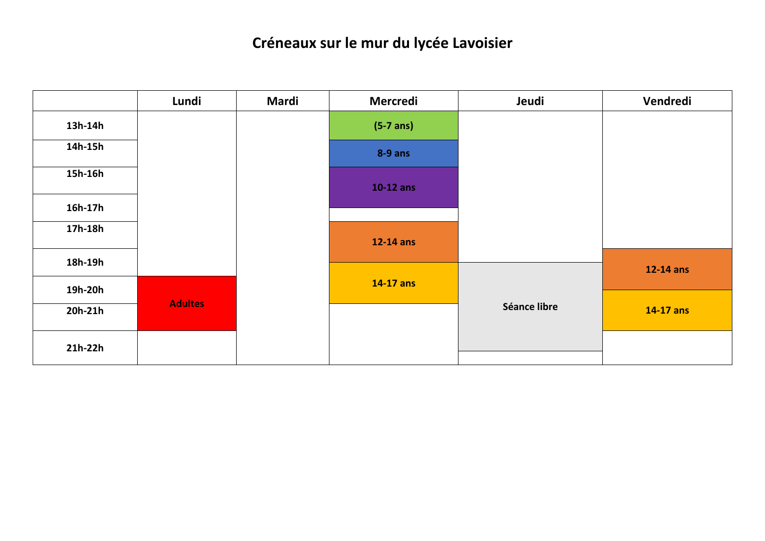# Créneaux sur le mur du lycée Lavoisier

| | Lundi | Mardi | Mercredi | Jeudi | Vendredi |
|---|---|---|---|---|---|
| 13h-14h | | | (5-7 ans) | | |
| 14h-15h | | | 8-9 ans | | |
| 15h-16h | | | 10-12 ans | | |
| 16h-17h | | | | | |
| 17h-18h | | | 12-14 ans | | |
| 18h-19h | | | | | 12-14 ans |
| 19h-20h | Adultes | | 14-17 ans | Séance libre | |
| 20h-21h | | | | | 14-17 ans |
| 21h-22h | | | | | |